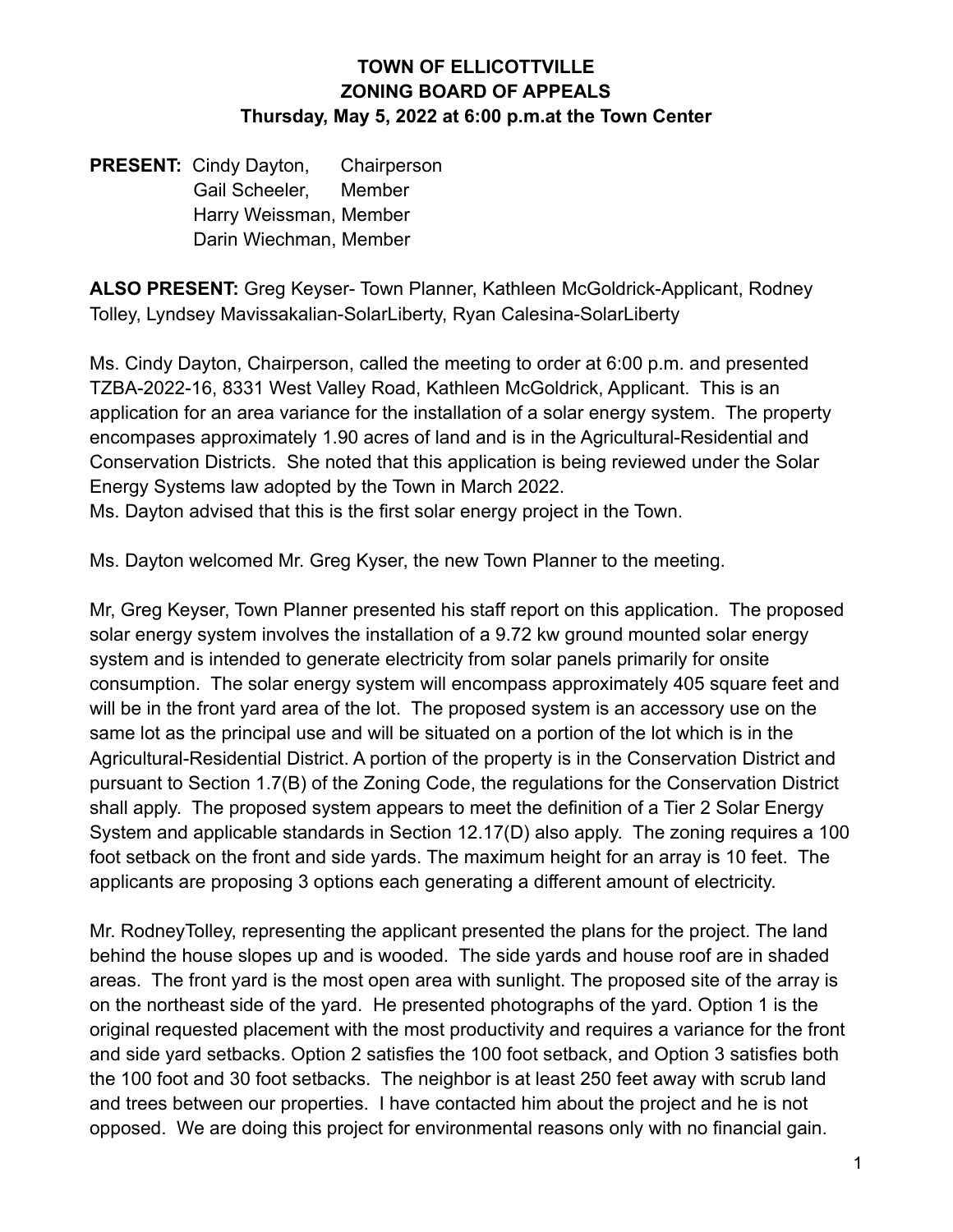# TOWN OF ELLICOTTVILLE
# ZONING BOARD OF APPEALS
## Thursday, May 5, 2022 at 6:00 p.m.at the Town Center

**PRESENT:** Cindy Dayton, Chairperson
Gail Scheeler, Member
Harry Weissman, Member
Darin Wiechman, Member

**ALSO PRESENT:** Greg Keyser- Town Planner, Kathleen McGoldrick-Applicant, Rodney Tolley, Lyndsey Mavissakalian-SolarLiberty, Ryan Calesina-SolarLiberty

Ms. Cindy Dayton, Chairperson, called the meeting to order at 6:00 p.m. and presented TZBA-2022-16, 8331 West Valley Road, Kathleen McGoldrick, Applicant. This is an application for an area variance for the installation of a solar energy system. The property encompases approximately 1.90 acres of land and is in the Agricultural-Residential and Conservation Districts. She noted that this application is being reviewed under the Solar Energy Systems law adopted by the Town in March 2022.
Ms. Dayton advised that this is the first solar energy project in the Town.

Ms. Dayton welcomed Mr. Greg Kyser, the new Town Planner to the meeting.

Mr, Greg Keyser, Town Planner presented his staff report on this application. The proposed solar energy system involves the installation of a 9.72 kw ground mounted solar energy system and is intended to generate electricity from solar panels primarily for onsite consumption. The solar energy system will encompass approximately 405 square feet and will be in the front yard area of the lot. The proposed system is an accessory use on the same lot as the principal use and will be situated on a portion of the lot which is in the Agricultural-Residential District. A portion of the property is in the Conservation District and pursuant to Section 1.7(B) of the Zoning Code, the regulations for the Conservation District shall apply. The proposed system appears to meet the definition of a Tier 2 Solar Energy System and applicable standards in Section 12.17(D) also apply. The zoning requires a 100 foot setback on the front and side yards. The maximum height for an array is 10 feet. The applicants are proposing 3 options each generating a different amount of electricity.

Mr. RodneyTolley, representing the applicant presented the plans for the project. The land behind the house slopes up and is wooded. The side yards and house roof are in shaded areas. The front yard is the most open area with sunlight. The proposed site of the array is on the northeast side of the yard. He presented photographs of the yard. Option 1 is the original requested placement with the most productivity and requires a variance for the front and side yard setbacks. Option 2 satisfies the 100 foot setback, and Option 3 satisfies both the 100 foot and 30 foot setbacks. The neighbor is at least 250 feet away with scrub land and trees between our properties. I have contacted him about the project and he is not opposed. We are doing this project for environmental reasons only with no financial gain.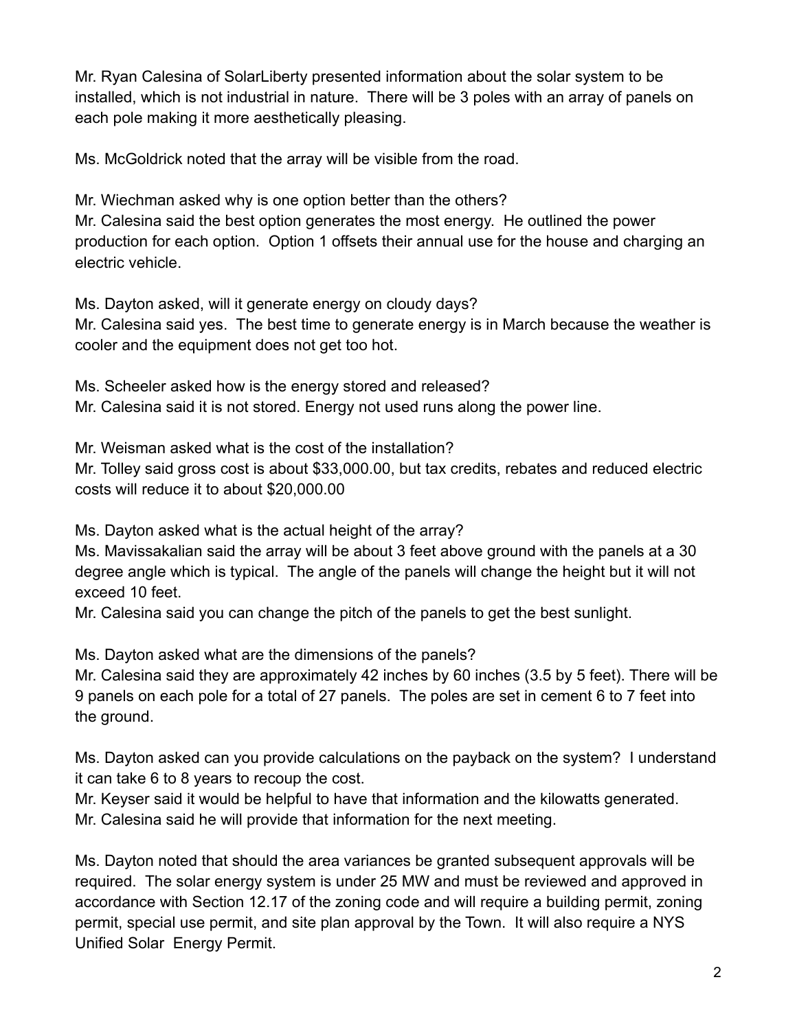Mr. Ryan Calesina of SolarLiberty presented information about the solar system to be installed, which is not industrial in nature. There will be 3 poles with an array of panels on each pole making it more aesthetically pleasing.

Ms. McGoldrick noted that the array will be visible from the road.

Mr. Wiechman asked why is one option better than the others?
Mr. Calesina said the best option generates the most energy. He outlined the power production for each option. Option 1 offsets their annual use for the house and charging an electric vehicle.

Ms. Dayton asked, will it generate energy on cloudy days?
Mr. Calesina said yes. The best time to generate energy is in March because the weather is cooler and the equipment does not get too hot.

Ms. Scheeler asked how is the energy stored and released?
Mr. Calesina said it is not stored. Energy not used runs along the power line.

Mr. Weisman asked what is the cost of the installation?
Mr. Tolley said gross cost is about $33,000.00, but tax credits, rebates and reduced electric costs will reduce it to about $20,000.00

Ms. Dayton asked what is the actual height of the array?
Ms. Mavissakalian said the array will be about 3 feet above ground with the panels at a 30 degree angle which is typical. The angle of the panels will change the height but it will not exceed 10 feet.
Mr. Calesina said you can change the pitch of the panels to get the best sunlight.

Ms. Dayton asked what are the dimensions of the panels?
Mr. Calesina said they are approximately 42 inches by 60 inches (3.5 by 5 feet). There will be 9 panels on each pole for a total of 27 panels. The poles are set in cement 6 to 7 feet into the ground.

Ms. Dayton asked can you provide calculations on the payback on the system? I understand it can take 6 to 8 years to recoup the cost.
Mr. Keyser said it would be helpful to have that information and the kilowatts generated.
Mr. Calesina said he will provide that information for the next meeting.

Ms. Dayton noted that should the area variances be granted subsequent approvals will be required. The solar energy system is under 25 MW and must be reviewed and approved in accordance with Section 12.17 of the zoning code and will require a building permit, zoning permit, special use permit, and site plan approval by the Town. It will also require a NYS Unified Solar Energy Permit.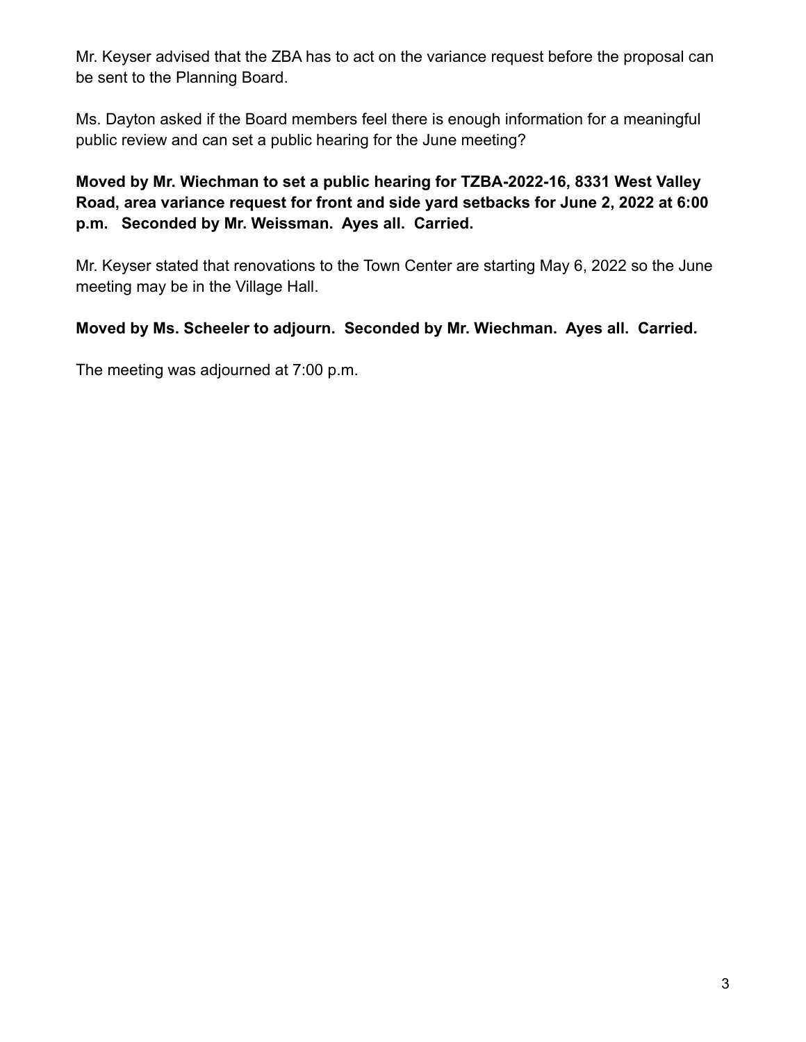Mr. Keyser advised that the ZBA has to act on the variance request before the proposal can be sent to the Planning Board.

Ms. Dayton asked if the Board members feel there is enough information for a meaningful public review and can set a public hearing for the June meeting?

**Moved by Mr. Wiechman to set a public hearing for TZBA-2022-16, 8331 West Valley Road, area variance request for front and side yard setbacks for June 2, 2022 at 6:00 p.m. Seconded by Mr. Weissman. Ayes all. Carried.**

Mr. Keyser stated that renovations to the Town Center are starting May 6, 2022 so the June meeting may be in the Village Hall.

**Moved by Ms. Scheeler to adjourn. Seconded by Mr. Wiechman. Ayes all. Carried.**

The meeting was adjourned at 7:00 p.m.